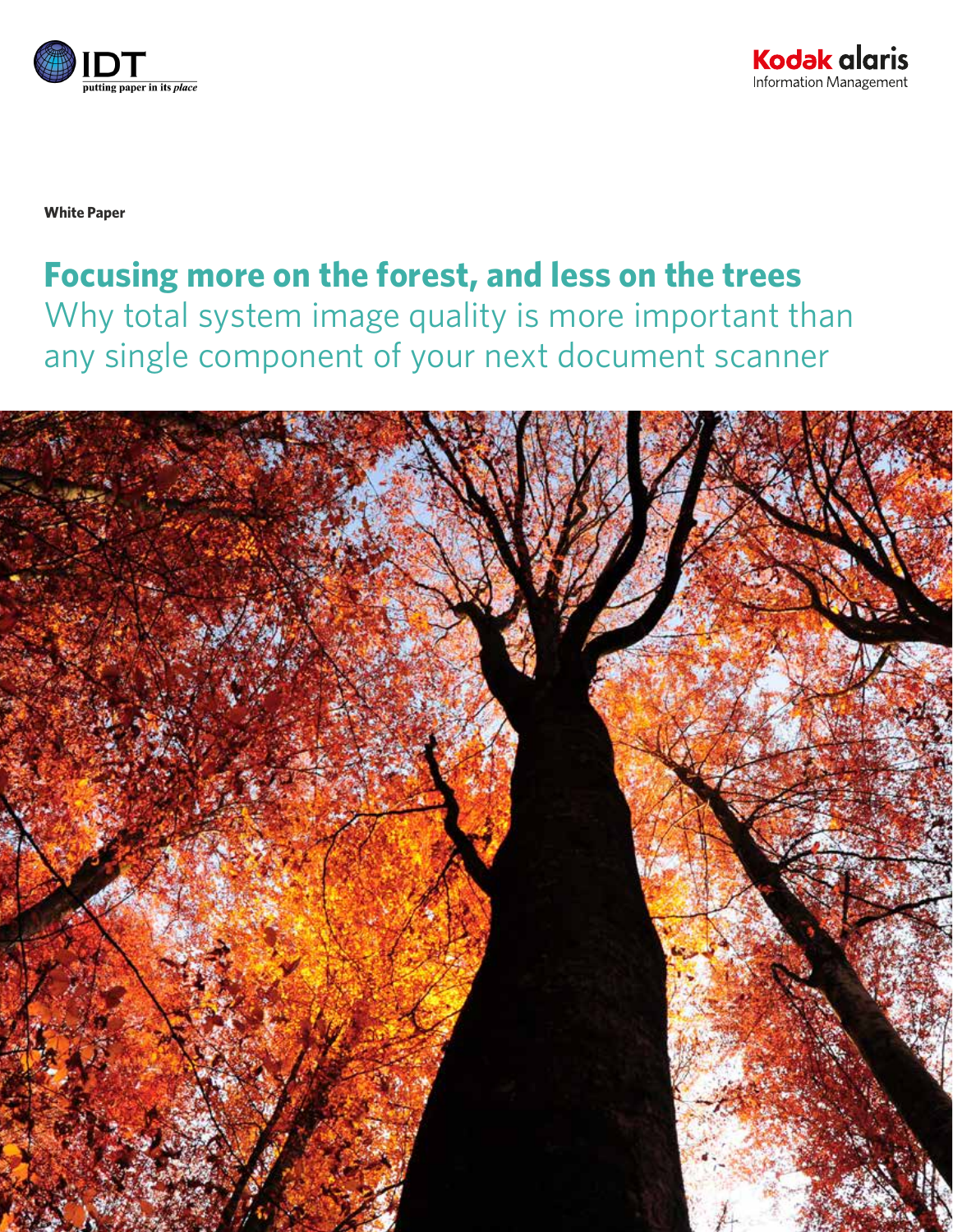IDT
putting paper in its *place*

Kodak alaris
Information Management

**White Paper**

# Focusing more on the forest, and less on the trees

## Why total system image quality is more important than any single component of your next document scanner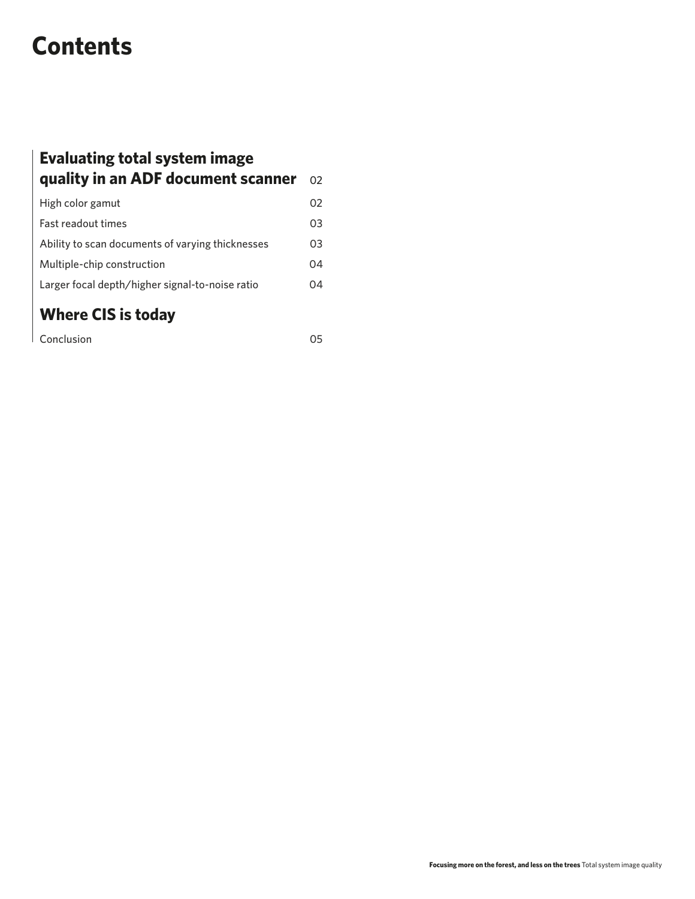# Contents

**Evaluating total system image quality in an ADF document scanner** 02

| | |
|---|---|
| High color gamut | 02 |
| Fast readout times | 03 |
| Ability to scan documents of varying thicknesses | 03 |
| Multiple-chip construction | 04 |
| Larger focal depth/higher signal-to-noise ratio | 04 |

**Where CIS is today**

| | |
|---|---|
| Conclusion | 05 |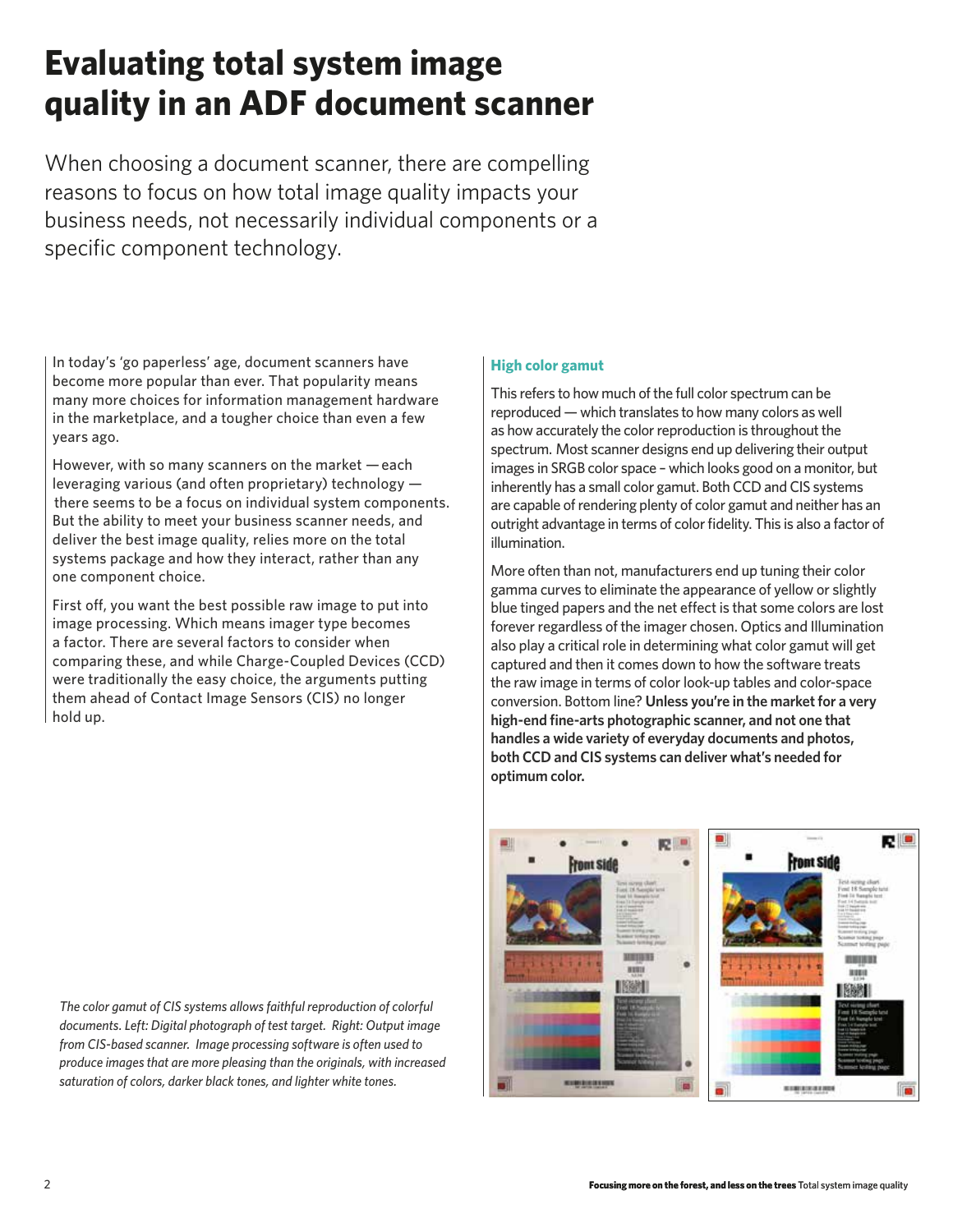# Evaluating total system image quality in an ADF document scanner

When choosing a document scanner, there are compelling reasons to focus on how total image quality impacts your business needs, not necessarily individual components or a specific component technology.

In today's 'go paperless' age, document scanners have become more popular than ever. That popularity means many more choices for information management hardware in the marketplace, and a tougher choice than even a few years ago.

However, with so many scanners on the market — each leveraging various (and often proprietary) technology — there seems to be a focus on individual system components. But the ability to meet your business scanner needs, and deliver the best image quality, relies more on the total systems package and how they interact, rather than any one component choice.

First off, you want the best possible raw image to put into image processing. Which means imager type becomes a factor. There are several factors to consider when comparing these, and while Charge-Coupled Devices (CCD) were traditionally the easy choice, the arguments putting them ahead of Contact Image Sensors (CIS) no longer hold up.

### High color gamut

This refers to how much of the full color spectrum can be reproduced — which translates to how many colors as well as how accurately the color reproduction is throughout the spectrum. Most scanner designs end up delivering their output images in SRGB color space – which looks good on a monitor, but inherently has a small color gamut. Both CCD and CIS systems are capable of rendering plenty of color gamut and neither has an outright advantage in terms of color fidelity. This is also a factor of illumination.

More often than not, manufacturers end up tuning their color gamma curves to eliminate the appearance of yellow or slightly blue tinged papers and the net effect is that some colors are lost forever regardless of the imager chosen. Optics and Illumination also play a critical role in determining what color gamut will get captured and then it comes down to how the software treats the raw image in terms of color look-up tables and color-space conversion. Bottom line? **Unless you're in the market for a very high-end fine-arts photographic scanner, and not one that handles a wide variety of everyday documents and photos, both CCD and CIS systems can deliver what's needed for optimum color.**

*The color gamut of CIS systems allows faithful reproduction of colorful documents. Left: Digital photograph of test target. Right: Output image from CIS-based scanner. Image processing software is often used to produce images that are more pleasing than the originals, with increased saturation of colors, darker black tones, and lighter white tones.*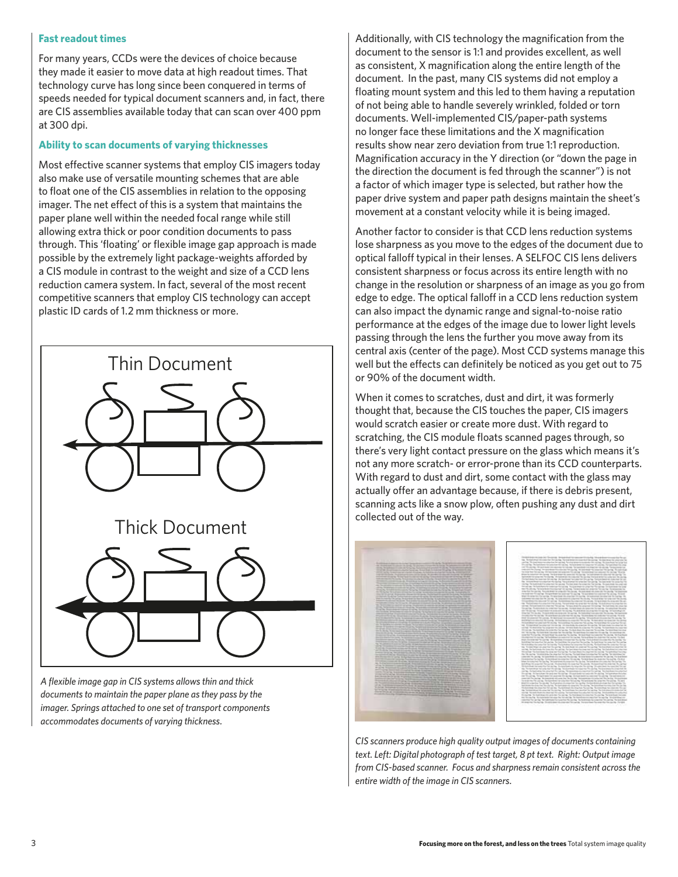### Fast readout times

For many years, CCDs were the devices of choice because they made it easier to move data at high readout times. That technology curve has long since been conquered in terms of speeds needed for typical document scanners and, in fact, there are CIS assemblies available today that can scan over 400 ppm at 300 dpi.

### Ability to scan documents of varying thicknesses

Most effective scanner systems that employ CIS imagers today also make use of versatile mounting schemes that are able to float one of the CIS assemblies in relation to the opposing imager. The net effect of this is a system that maintains the paper plane well within the needed focal range while still allowing extra thick or poor condition documents to pass through. This 'floating' or flexible image gap approach is made possible by the extremely light package-weights afforded by a CIS module in contrast to the weight and size of a CCD lens reduction camera system. In fact, several of the most recent competitive scanners that employ CIS technology can accept plastic ID cards of 1.2 mm thickness or more.

Thin Document

Thick Document

*A flexible image gap in CIS systems allows thin and thick documents to maintain the paper plane as they pass by the imager. Springs attached to one set of transport components accommodates documents of varying thickness.*

Additionally, with CIS technology the magnification from the document to the sensor is 1:1 and provides excellent, as well as consistent, X magnification along the entire length of the document. In the past, many CIS systems did not employ a floating mount system and this led to them having a reputation of not being able to handle severely wrinkled, folded or torn documents. Well-implemented CIS/paper-path systems no longer face these limitations and the X magnification results show near zero deviation from true 1:1 reproduction. Magnification accuracy in the Y direction (or "down the page in the direction the document is fed through the scanner") is not a factor of which imager type is selected, but rather how the paper drive system and paper path designs maintain the sheet's movement at a constant velocity while it is being imaged.

Another factor to consider is that CCD lens reduction systems lose sharpness as you move to the edges of the document due to optical falloff typical in their lenses. A SELFOC CIS lens delivers consistent sharpness or focus across its entire length with no change in the resolution or sharpness of an image as you go from edge to edge. The optical falloff in a CCD lens reduction system can also impact the dynamic range and signal-to-noise ratio performance at the edges of the image due to lower light levels passing through the lens the further you move away from its central axis (center of the page). Most CCD systems manage this well but the effects can definitely be noticed as you get out to 75 or 90% of the document width.

When it comes to scratches, dust and dirt, it was formerly thought that, because the CIS touches the paper, CIS imagers would scratch easier or create more dust. With regard to scratching, the CIS module floats scanned pages through, so there's very light contact pressure on the glass which means it's not any more scratch- or error-prone than its CCD counterparts. With regard to dust and dirt, some contact with the glass may actually offer an advantage because, if there is debris present, scanning acts like a snow plow, often pushing any dust and dirt collected out of the way.

*CIS scanners produce high quality output images of documents containing text. Left: Digital photograph of test target, 8 pt text. Right: Output image from CIS-based scanner. Focus and sharpness remain consistent across the entire width of the image in CIS scanners.*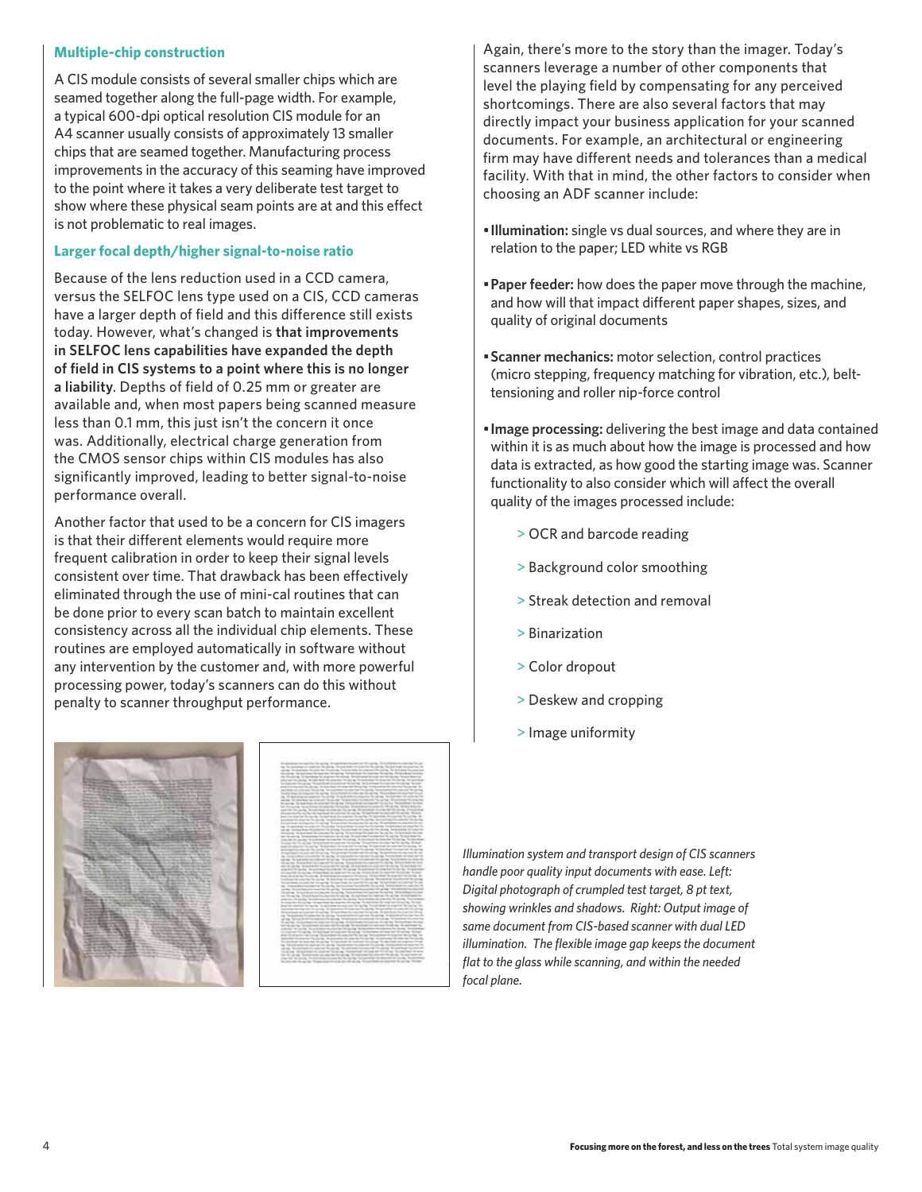### Multiple-chip construction

A CIS module consists of several smaller chips which are seamed together along the full-page width. For example, a typical 600-dpi optical resolution CIS module for an A4 scanner usually consists of approximately 13 smaller chips that are seamed together. Manufacturing process improvements in the accuracy of this seaming have improved to the point where it takes a very deliberate test target to show where these physical seam points are at and this effect is not problematic to real images.

### Larger focal depth/higher signal-to-noise ratio

Because of the lens reduction used in a CCD camera, versus the SELFOC lens type used on a CIS, CCD cameras have a larger depth of field and this difference still exists today. However, what's changed is **that improvements in SELFOC lens capabilities have expanded the depth of field in CIS systems to a point where this is no longer a liability**. Depths of field of 0.25 mm or greater are available and, when most papers being scanned measure less than 0.1 mm, this just isn't the concern it once was. Additionally, electrical charge generation from the CMOS sensor chips within CIS modules has also significantly improved, leading to better signal-to-noise performance overall.

Another factor that used to be a concern for CIS imagers is that their different elements would require more frequent calibration in order to keep their signal levels consistent over time. That drawback has been effectively eliminated through the use of mini-cal routines that can be done prior to every scan batch to maintain excellent consistency across all the individual chip elements. These routines are employed automatically in software without any intervention by the customer and, with more powerful processing power, today's scanners can do this without penalty to scanner throughput performance.

*Illumination system and transport design of CIS scanners handle poor quality input documents with ease. Left: Digital photograph of crumpled test target, 8 pt text, showing wrinkles and shadows. Right: Output image of same document from CIS-based scanner with dual LED illumination. The flexible image gap keeps the document flat to the glass while scanning, and within the needed focal plane.*

Again, there's more to the story than the imager. Today's scanners leverage a number of other components that level the playing field by compensating for any perceived shortcomings. There are also several factors that may directly impact your business application for your scanned documents. For example, an architectural or engineering firm may have different needs and tolerances than a medical facility. With that in mind, the other factors to consider when choosing an ADF scanner include:

- **Illumination:** single vs dual sources, and where they are in relation to the paper; LED white vs RGB
- **Paper feeder:** how does the paper move through the machine, and how will that impact different paper shapes, sizes, and quality of original documents
- **Scanner mechanics:** motor selection, control practices (micro stepping, frequency matching for vibration, etc.), belt-tensioning and roller nip-force control
- **Image processing:** delivering the best image and data contained within it is as much about how the image is processed and how data is extracted, as how good the starting image was. Scanner functionality to also consider which will affect the overall quality of the images processed include:
  - OCR and barcode reading
  - Background color smoothing
  - Streak detection and removal
  - Binarization
  - Color dropout
  - Deskew and cropping
  - Image uniformity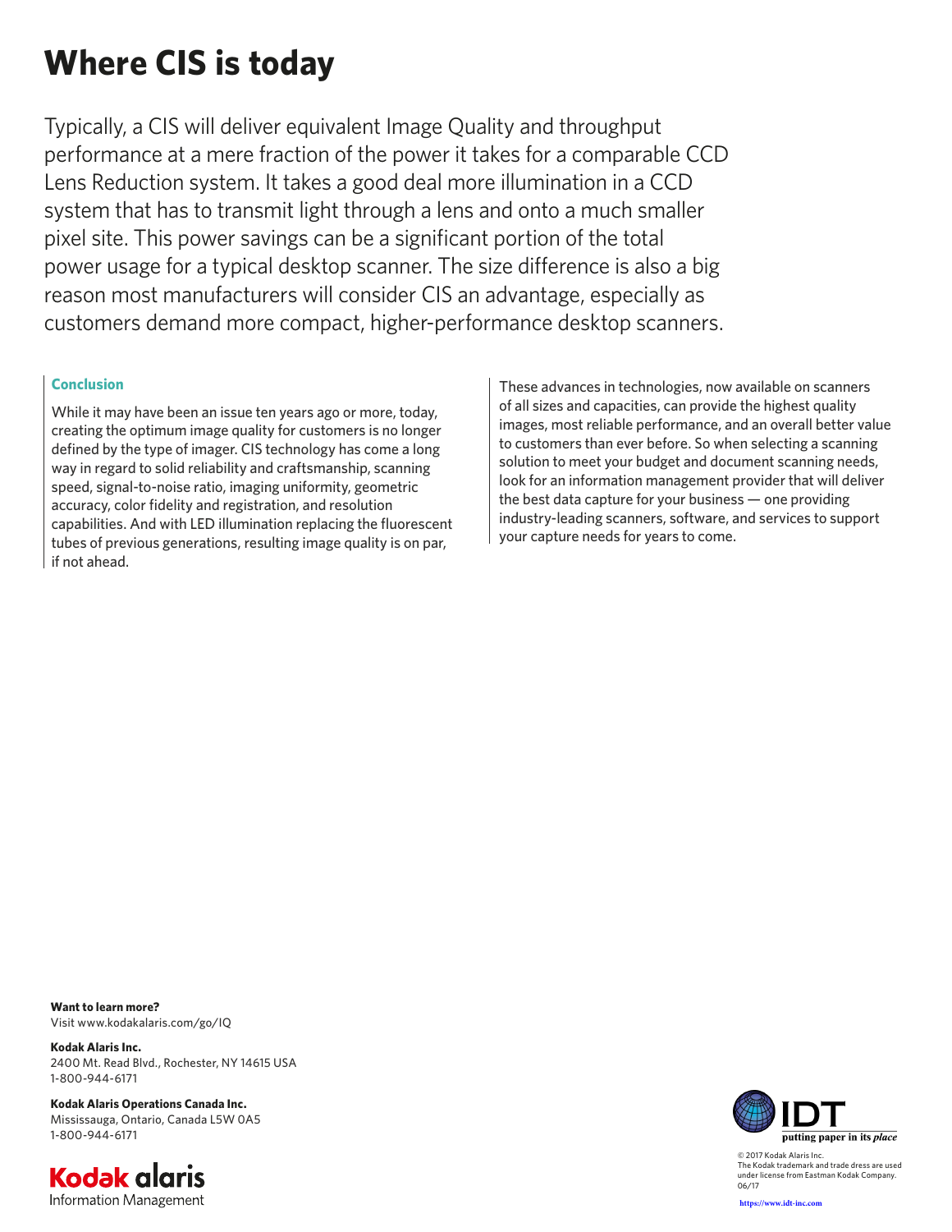# Where CIS is today

Typically, a CIS will deliver equivalent Image Quality and throughput performance at a mere fraction of the power it takes for a comparable CCD Lens Reduction system. It takes a good deal more illumination in a CCD system that has to transmit light through a lens and onto a much smaller pixel site. This power savings can be a significant portion of the total power usage for a typical desktop scanner. The size difference is also a big reason most manufacturers will consider CIS an advantage, especially as customers demand more compact, higher-performance desktop scanners.

### Conclusion

While it may have been an issue ten years ago or more, today, creating the optimum image quality for customers is no longer defined by the type of imager. CIS technology has come a long way in regard to solid reliability and craftsmanship, scanning speed, signal-to-noise ratio, imaging uniformity, geometric accuracy, color fidelity and registration, and resolution capabilities. And with LED illumination replacing the fluorescent tubes of previous generations, resulting image quality is on par, if not ahead.

These advances in technologies, now available on scanners of all sizes and capacities, can provide the highest quality images, most reliable performance, and an overall better value to customers than ever before. So when selecting a scanning solution to meet your budget and document scanning needs, look for an information management provider that will deliver the best data capture for your business — one providing industry-leading scanners, software, and services to support your capture needs for years to come.

**Want to learn more?**
Visit www.kodakalaris.com/go/IQ

**Kodak Alaris Inc.**
2400 Mt. Read Blvd., Rochester, NY 14615 USA
1-800-944-6171

**Kodak Alaris Operations Canada Inc.**
Mississauga, Ontario, Canada L5W 0A5
1-800-944-6171

Kodak alaris
Information Management

IDT
putting paper in its *place*

© 2017 Kodak Alaris Inc.
The Kodak trademark and trade dress are used under license from Eastman Kodak Company.
06/17

https://www.idt-inc.com